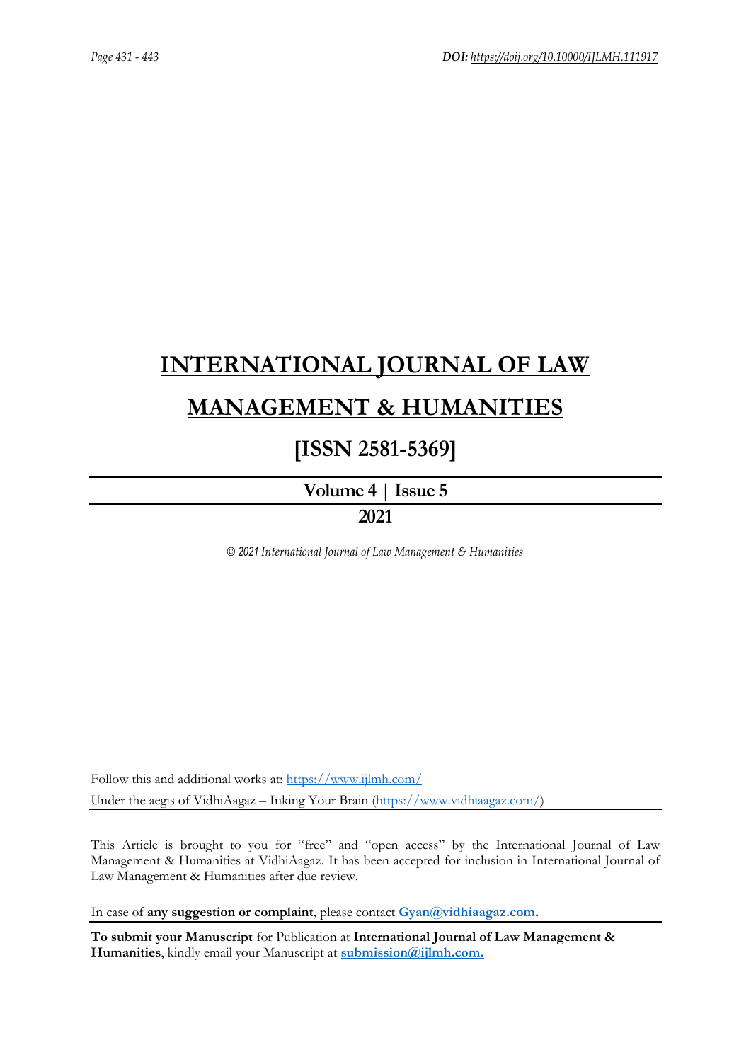# INTERNATIONAL JOURNAL OF LAW MANAGEMENT & HUMANITIES

## [ISSN 2581-5369]

**Volume 4 | Issue 5**

**2021**

*© 2021 International Journal of Law Management & Humanities*

Follow this and additional works at: https://www.ijlmh.com/

Under the aegis of VidhiAagaz – Inking Your Brain (https://www.vidhiaagaz.com/)

This Article is brought to you for "free" and "open access" by the International Journal of Law Management & Humanities at VidhiAagaz. It has been accepted for inclusion in International Journal of Law Management & Humanities after due review.

In case of **any suggestion or complaint**, please contact **Gyan@vidhiaagaz.com.**

**To submit your Manuscript** for Publication at **International Journal of Law Management & Humanities**, kindly email your Manuscript at **submission@ijlmh.com.**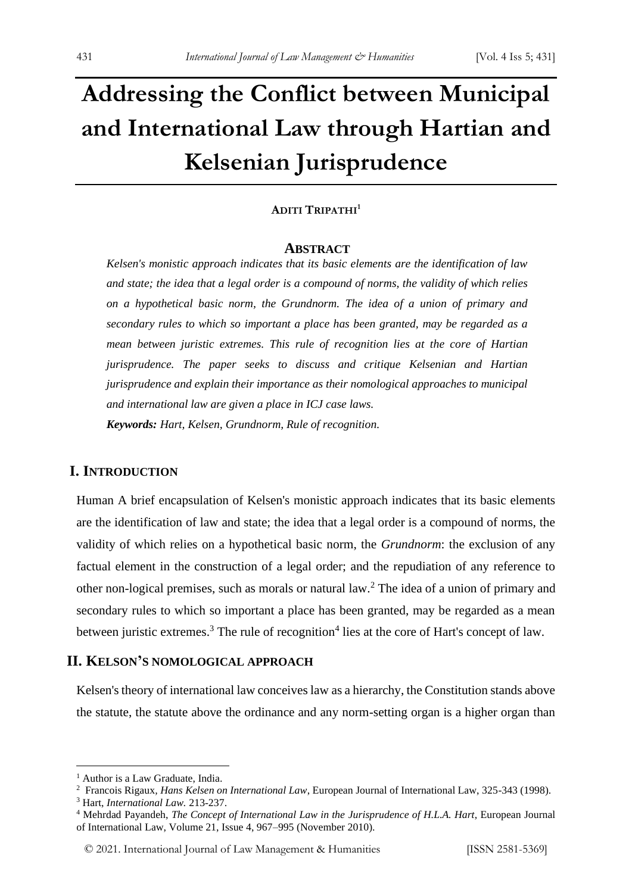# Addressing the Conflict between Municipal and International Law through Hartian and Kelsenian Jurisprudence

**ADITI TRIPATHI**[1]

## ABSTRACT

*Kelsen's monistic approach indicates that its basic elements are the identification of law and state; the idea that a legal order is a compound of norms, the validity of which relies on a hypothetical basic norm, the Grundnorm. The idea of a union of primary and secondary rules to which so important a place has been granted, may be regarded as a mean between juristic extremes. This rule of recognition lies at the core of Hartian jurisprudence. The paper seeks to discuss and critique Kelsenian and Hartian jurisprudence and explain their importance as their nomological approaches to municipal and international law are given a place in ICJ case laws.*

***Keywords:*** *Hart, Kelsen, Grundnorm, Rule of recognition.*

## I. INTRODUCTION

Human A brief encapsulation of Kelsen's monistic approach indicates that its basic elements are the identification of law and state; the idea that a legal order is a compound of norms, the validity of which relies on a hypothetical basic norm, the *Grundnorm*: the exclusion of any factual element in the construction of a legal order; and the repudiation of any reference to other non-logical premises, such as morals or natural law.[2] The idea of a union of primary and secondary rules to which so important a place has been granted, may be regarded as a mean between juristic extremes.[3] The rule of recognition[4] lies at the core of Hart's concept of law.

## II. KELSON'S NOMOLOGICAL APPROACH

Kelsen's theory of international law conceives law as a hierarchy, the Constitution stands above the statute, the statute above the ordinance and any norm-setting organ is a higher organ than

---

[1] Author is a Law Graduate, India.

[2] Francois Rigaux, *Hans Kelsen on International Law*, European Journal of International Law, 325-343 (1998).

[3] Hart, *International Law.* 213-237.

[4] Mehrdad Payandeh, *The Concept of International Law in the Jurisprudence of H.L.A. Hart*, European Journal of International Law, Volume 21, Issue 4, 967–995 (November 2010).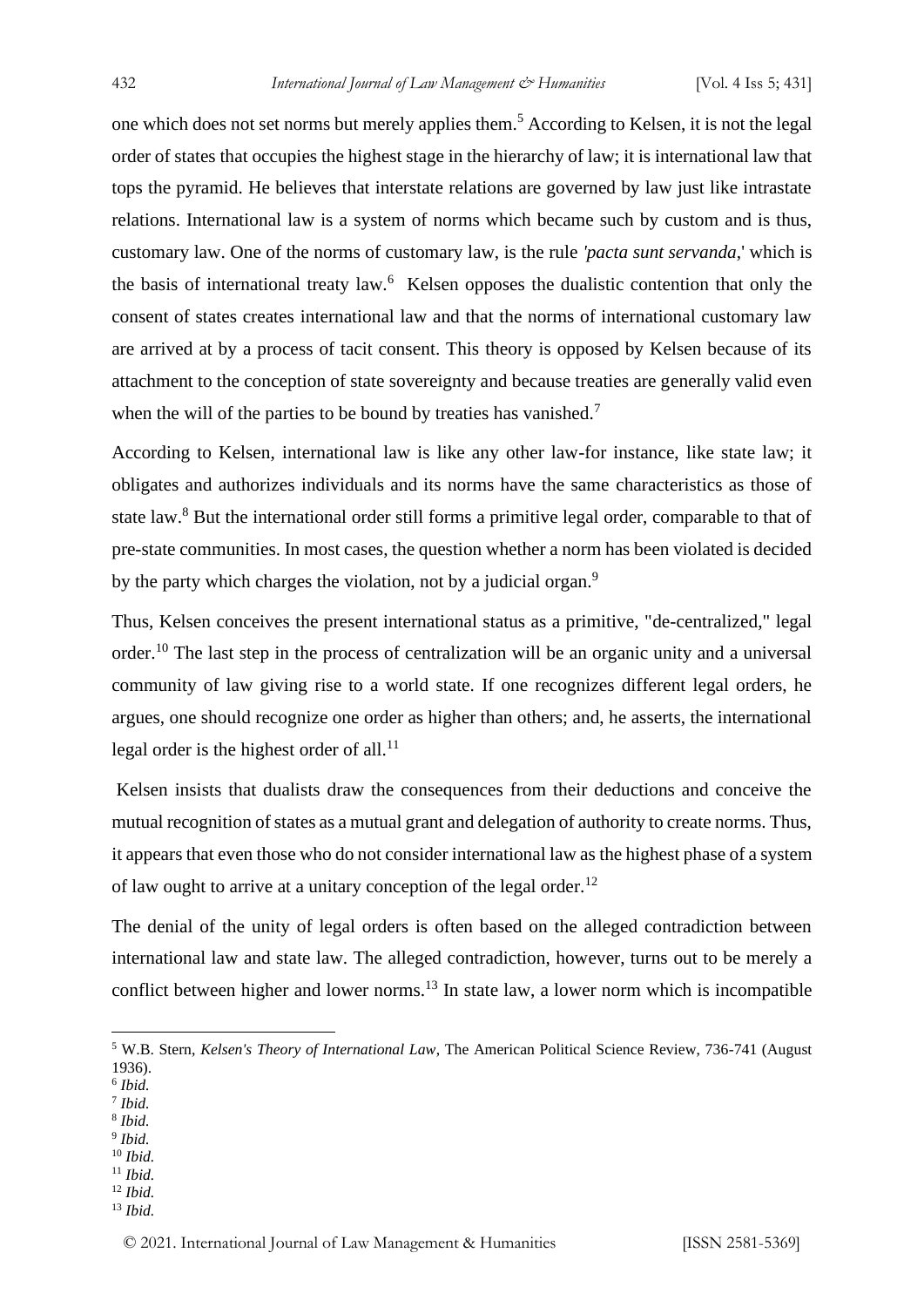one which does not set norms but merely applies them.[5] According to Kelsen, it is not the legal order of states that occupies the highest stage in the hierarchy of law; it is international law that tops the pyramid. He believes that interstate relations are governed by law just like intrastate relations. International law is a system of norms which became such by custom and is thus, customary law. One of the norms of customary law, is the rule *'pacta sunt servanda*,' which is the basis of international treaty law.[6] Kelsen opposes the dualistic contention that only the consent of states creates international law and that the norms of international customary law are arrived at by a process of tacit consent. This theory is opposed by Kelsen because of its attachment to the conception of state sovereignty and because treaties are generally valid even when the will of the parties to be bound by treaties has vanished.[7]

According to Kelsen, international law is like any other law-for instance, like state law; it obligates and authorizes individuals and its norms have the same characteristics as those of state law.[8] But the international order still forms a primitive legal order, comparable to that of pre-state communities. In most cases, the question whether a norm has been violated is decided by the party which charges the violation, not by a judicial organ.[9]

Thus, Kelsen conceives the present international status as a primitive, "de-centralized," legal order.[10] The last step in the process of centralization will be an organic unity and a universal community of law giving rise to a world state. If one recognizes different legal orders, he argues, one should recognize one order as higher than others; and, he asserts, the international legal order is the highest order of all.[11]

Kelsen insists that dualists draw the consequences from their deductions and conceive the mutual recognition of states as a mutual grant and delegation of authority to create norms. Thus, it appears that even those who do not consider international law as the highest phase of a system of law ought to arrive at a unitary conception of the legal order.[12]

The denial of the unity of legal orders is often based on the alleged contradiction between international law and state law. The alleged contradiction, however, turns out to be merely a conflict between higher and lower norms.[13] In state law, a lower norm which is incompatible

---

[5] W.B. Stern, *Kelsen's Theory of International Law,* The American Political Science Review, 736-741 (August 1936).
[6] *Ibid.*
[7] *Ibid.*
[8] *Ibid.*
[9] *Ibid.*
[10] *Ibid.*
[11] *Ibid.*
[12] *Ibid.*
[13] *Ibid.*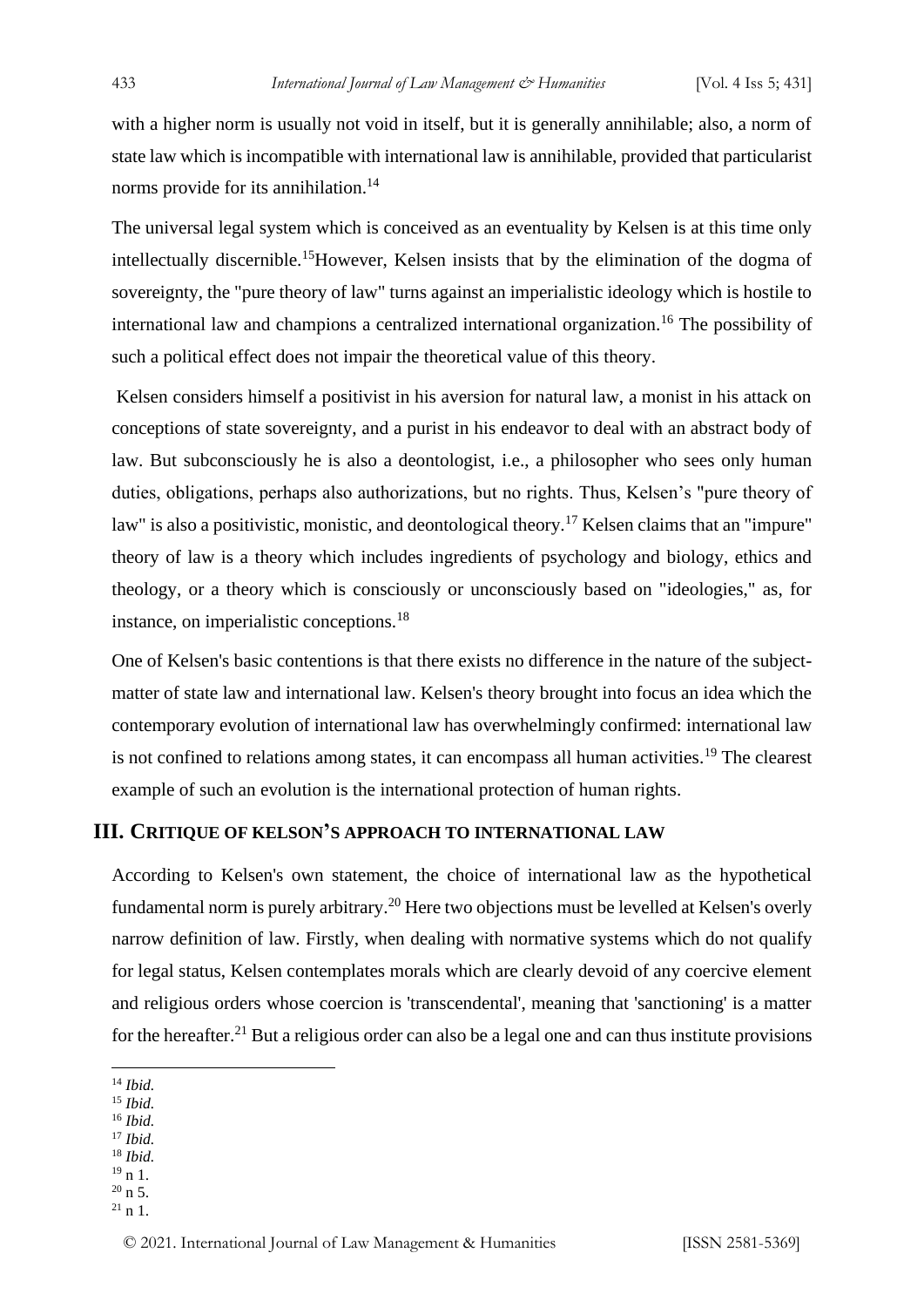with a higher norm is usually not void in itself, but it is generally annihilable; also, a norm of state law which is incompatible with international law is annihilable, provided that particularist norms provide for its annihilation.[14]

The universal legal system which is conceived as an eventuality by Kelsen is at this time only intellectually discernible.[15]However, Kelsen insists that by the elimination of the dogma of sovereignty, the "pure theory of law" turns against an imperialistic ideology which is hostile to international law and champions a centralized international organization.[16] The possibility of such a political effect does not impair the theoretical value of this theory.

Kelsen considers himself a positivist in his aversion for natural law, a monist in his attack on conceptions of state sovereignty, and a purist in his endeavor to deal with an abstract body of law. But subconsciously he is also a deontologist, i.e., a philosopher who sees only human duties, obligations, perhaps also authorizations, but no rights. Thus, Kelsen's "pure theory of law" is also a positivistic, monistic, and deontological theory.[17] Kelsen claims that an "impure" theory of law is a theory which includes ingredients of psychology and biology, ethics and theology, or a theory which is consciously or unconsciously based on "ideologies," as, for instance, on imperialistic conceptions.[18]

One of Kelsen's basic contentions is that there exists no difference in the nature of the subject-matter of state law and international law. Kelsen's theory brought into focus an idea which the contemporary evolution of international law has overwhelmingly confirmed: international law is not confined to relations among states, it can encompass all human activities.[19] The clearest example of such an evolution is the international protection of human rights.

## III. Critique of Kelson's approach to international law

According to Kelsen's own statement, the choice of international law as the hypothetical fundamental norm is purely arbitrary.[20] Here two objections must be levelled at Kelsen's overly narrow definition of law. Firstly, when dealing with normative systems which do not qualify for legal status, Kelsen contemplates morals which are clearly devoid of any coercive element and religious orders whose coercion is 'transcendental', meaning that 'sanctioning' is a matter for the hereafter.[21] But a religious order can also be a legal one and can thus institute provisions

---

[14] *Ibid.*
[15] *Ibid.*
[16] *Ibid.*
[17] *Ibid.*
[18] *Ibid.*
[19] n 1.
[20] n 5.
[21] n 1.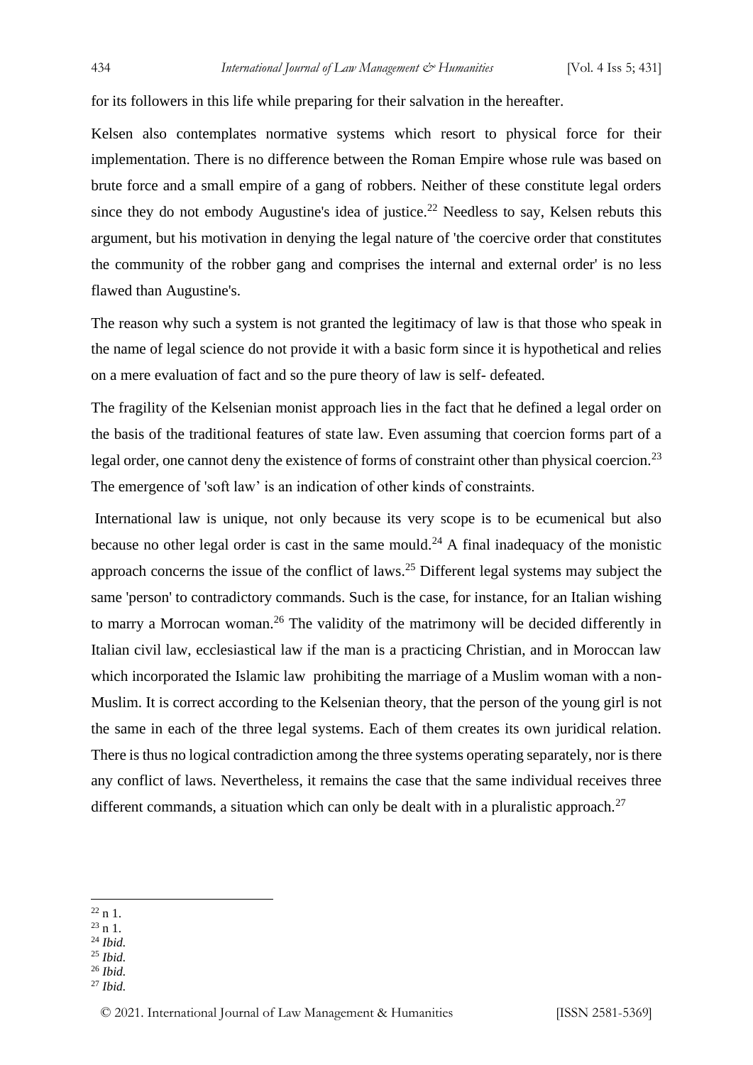for its followers in this life while preparing for their salvation in the hereafter.

Kelsen also contemplates normative systems which resort to physical force for their implementation. There is no difference between the Roman Empire whose rule was based on brute force and a small empire of a gang of robbers. Neither of these constitute legal orders since they do not embody Augustine's idea of justice.[22] Needless to say, Kelsen rebuts this argument, but his motivation in denying the legal nature of 'the coercive order that constitutes the community of the robber gang and comprises the internal and external order' is no less flawed than Augustine's.

The reason why such a system is not granted the legitimacy of law is that those who speak in the name of legal science do not provide it with a basic form since it is hypothetical and relies on a mere evaluation of fact and so the pure theory of law is self- defeated.

The fragility of the Kelsenian monist approach lies in the fact that he defined a legal order on the basis of the traditional features of state law. Even assuming that coercion forms part of a legal order, one cannot deny the existence of forms of constraint other than physical coercion.[23] The emergence of 'soft law' is an indication of other kinds of constraints.

International law is unique, not only because its very scope is to be ecumenical but also because no other legal order is cast in the same mould.[24] A final inadequacy of the monistic approach concerns the issue of the conflict of laws.[25] Different legal systems may subject the same 'person' to contradictory commands. Such is the case, for instance, for an Italian wishing to marry a Morrocan woman.[26] The validity of the matrimony will be decided differently in Italian civil law, ecclesiastical law if the man is a practicing Christian, and in Moroccan law which incorporated the Islamic law prohibiting the marriage of a Muslim woman with a non-Muslim. It is correct according to the Kelsenian theory, that the person of the young girl is not the same in each of the three legal systems. Each of them creates its own juridical relation. There is thus no logical contradiction among the three systems operating separately, nor is there any conflict of laws. Nevertheless, it remains the case that the same individual receives three different commands, a situation which can only be dealt with in a pluralistic approach.[27]

---

[22] n 1.
[23] n 1.
[24] *Ibid.*
[25] *Ibid.*
[26] *Ibid.*
[27] *Ibid.*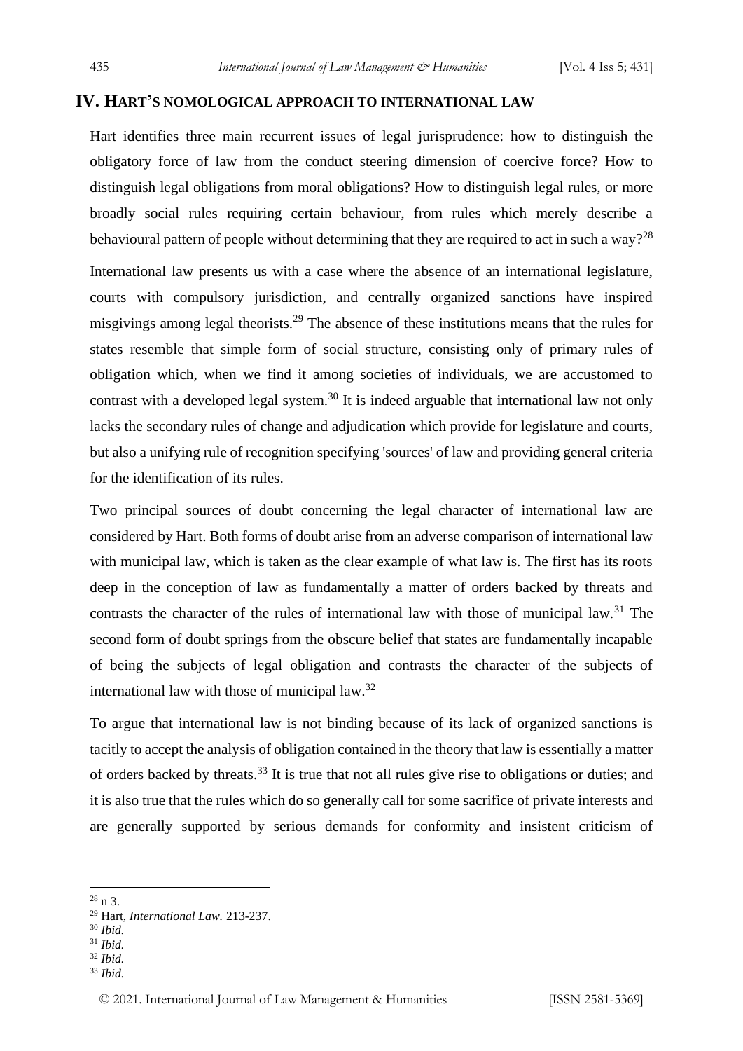## IV. Hart's nomological approach to international law

Hart identifies three main recurrent issues of legal jurisprudence: how to distinguish the obligatory force of law from the conduct steering dimension of coercive force? How to distinguish legal obligations from moral obligations? How to distinguish legal rules, or more broadly social rules requiring certain behaviour, from rules which merely describe a behavioural pattern of people without determining that they are required to act in such a way?[28]

International law presents us with a case where the absence of an international legislature, courts with compulsory jurisdiction, and centrally organized sanctions have inspired misgivings among legal theorists.[29] The absence of these institutions means that the rules for states resemble that simple form of social structure, consisting only of primary rules of obligation which, when we find it among societies of individuals, we are accustomed to contrast with a developed legal system.[30] It is indeed arguable that international law not only lacks the secondary rules of change and adjudication which provide for legislature and courts, but also a unifying rule of recognition specifying 'sources' of law and providing general criteria for the identification of its rules.

Two principal sources of doubt concerning the legal character of international law are considered by Hart. Both forms of doubt arise from an adverse comparison of international law with municipal law, which is taken as the clear example of what law is. The first has its roots deep in the conception of law as fundamentally a matter of orders backed by threats and contrasts the character of the rules of international law with those of municipal law.[31] The second form of doubt springs from the obscure belief that states are fundamentally incapable of being the subjects of legal obligation and contrasts the character of the subjects of international law with those of municipal law.[32]

To argue that international law is not binding because of its lack of organized sanctions is tacitly to accept the analysis of obligation contained in the theory that law is essentially a matter of orders backed by threats.[33] It is true that not all rules give rise to obligations or duties; and it is also true that the rules which do so generally call for some sacrifice of private interests and are generally supported by serious demands for conformity and insistent criticism of

---

[28] n 3.

[29] Hart, *International Law.* 213-237.

[30] *Ibid.*

[31] *Ibid.*

[32] *Ibid.*

[33] *Ibid.*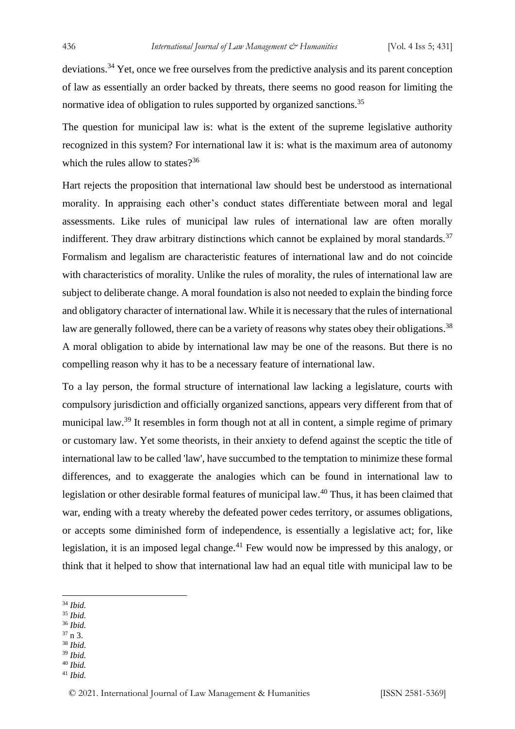deviations.[34] Yet, once we free ourselves from the predictive analysis and its parent conception of law as essentially an order backed by threats, there seems no good reason for limiting the normative idea of obligation to rules supported by organized sanctions.[35]

The question for municipal law is: what is the extent of the supreme legislative authority recognized in this system? For international law it is: what is the maximum area of autonomy which the rules allow to states?[36]

Hart rejects the proposition that international law should best be understood as international morality. In appraising each other's conduct states differentiate between moral and legal assessments. Like rules of municipal law rules of international law are often morally indifferent. They draw arbitrary distinctions which cannot be explained by moral standards.[37] Formalism and legalism are characteristic features of international law and do not coincide with characteristics of morality. Unlike the rules of morality, the rules of international law are subject to deliberate change. A moral foundation is also not needed to explain the binding force and obligatory character of international law. While it is necessary that the rules of international law are generally followed, there can be a variety of reasons why states obey their obligations.[38] A moral obligation to abide by international law may be one of the reasons. But there is no compelling reason why it has to be a necessary feature of international law.

To a lay person, the formal structure of international law lacking a legislature, courts with compulsory jurisdiction and officially organized sanctions, appears very different from that of municipal law.[39] It resembles in form though not at all in content, a simple regime of primary or customary law. Yet some theorists, in their anxiety to defend against the sceptic the title of international law to be called 'law', have succumbed to the temptation to minimize these formal differences, and to exaggerate the analogies which can be found in international law to legislation or other desirable formal features of municipal law.[40] Thus, it has been claimed that war, ending with a treaty whereby the defeated power cedes territory, or assumes obligations, or accepts some diminished form of independence, is essentially a legislative act; for, like legislation, it is an imposed legal change.[41] Few would now be impressed by this analogy, or think that it helped to show that international law had an equal title with municipal law to be

---

[34] *Ibid.*
[35] *Ibid.*
[36] *Ibid.*
[37] n 3.
[38] *Ibid.*
[39] *Ibid.*
[40] *Ibid.*
[41] *Ibid.*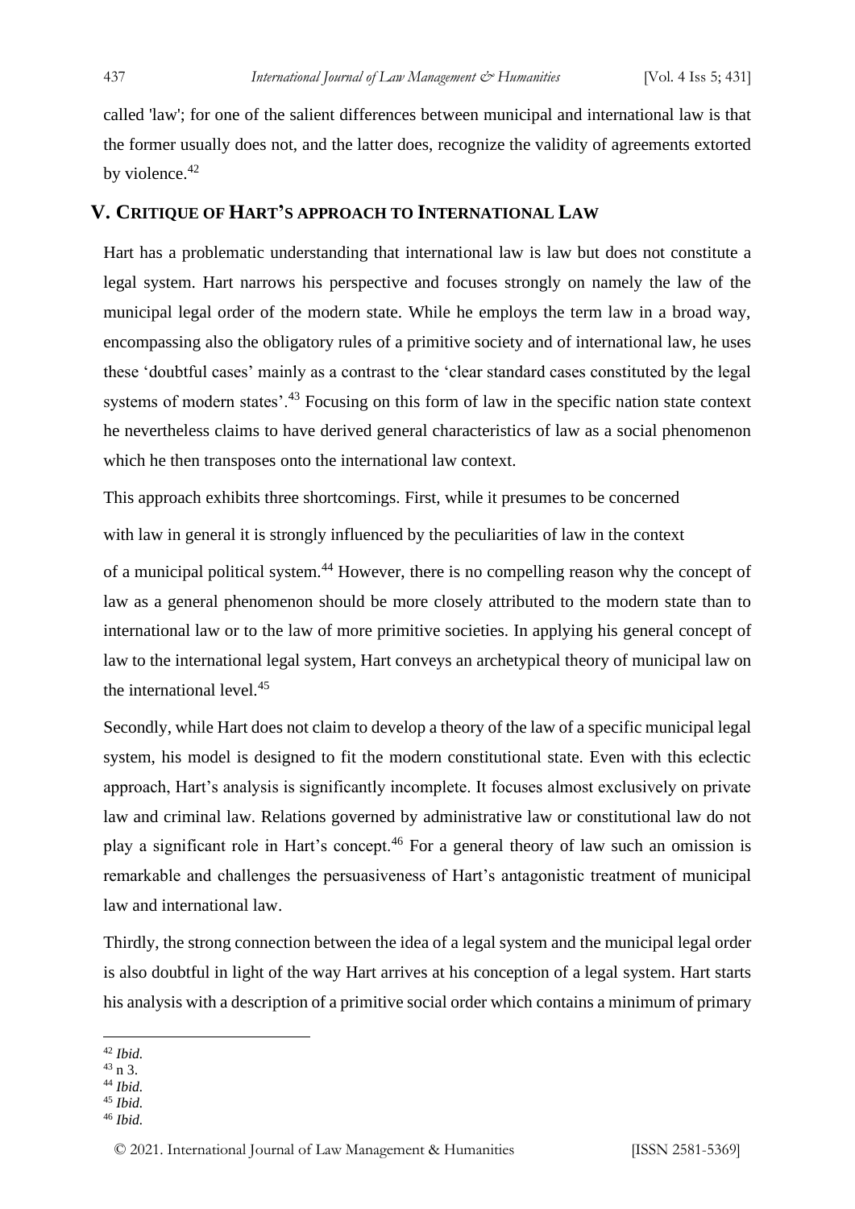called 'law'; for one of the salient differences between municipal and international law is that the former usually does not, and the latter does, recognize the validity of agreements extorted by violence.[42]

## V. Critique of Hart's approach to International Law

Hart has a problematic understanding that international law is law but does not constitute a legal system. Hart narrows his perspective and focuses strongly on namely the law of the municipal legal order of the modern state. While he employs the term law in a broad way, encompassing also the obligatory rules of a primitive society and of international law, he uses these 'doubtful cases' mainly as a contrast to the 'clear standard cases constituted by the legal systems of modern states'.[43] Focusing on this form of law in the specific nation state context he nevertheless claims to have derived general characteristics of law as a social phenomenon which he then transposes onto the international law context.

This approach exhibits three shortcomings. First, while it presumes to be concerned with law in general it is strongly influenced by the peculiarities of law in the context of a municipal political system.[44] However, there is no compelling reason why the concept of law as a general phenomenon should be more closely attributed to the modern state than to international law or to the law of more primitive societies. In applying his general concept of law to the international legal system, Hart conveys an archetypical theory of municipal law on the international level.[45]

Secondly, while Hart does not claim to develop a theory of the law of a specific municipal legal system, his model is designed to fit the modern constitutional state. Even with this eclectic approach, Hart's analysis is significantly incomplete. It focuses almost exclusively on private law and criminal law. Relations governed by administrative law or constitutional law do not play a significant role in Hart's concept.[46] For a general theory of law such an omission is remarkable and challenges the persuasiveness of Hart's antagonistic treatment of municipal law and international law.

Thirdly, the strong connection between the idea of a legal system and the municipal legal order is also doubtful in light of the way Hart arrives at his conception of a legal system. Hart starts his analysis with a description of a primitive social order which contains a minimum of primary

---

[42] *Ibid.*
[43] n 3.
[44] *Ibid.*
[45] *Ibid.*
[46] *Ibid.*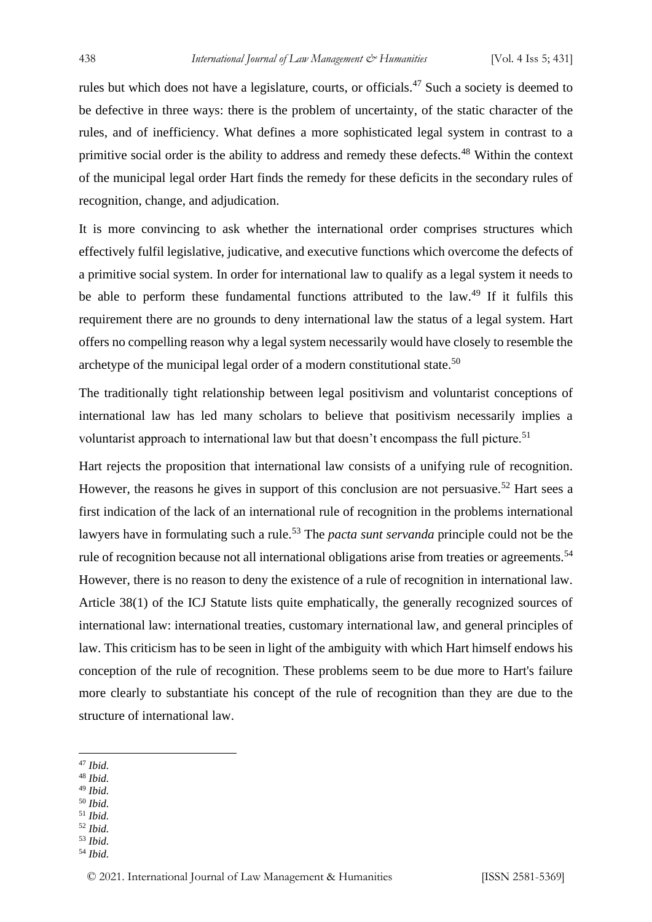rules but which does not have a legislature, courts, or officials.[47] Such a society is deemed to be defective in three ways: there is the problem of uncertainty, of the static character of the rules, and of inefficiency. What defines a more sophisticated legal system in contrast to a primitive social order is the ability to address and remedy these defects.[48] Within the context of the municipal legal order Hart finds the remedy for these deficits in the secondary rules of recognition, change, and adjudication.

It is more convincing to ask whether the international order comprises structures which effectively fulfil legislative, judicative, and executive functions which overcome the defects of a primitive social system. In order for international law to qualify as a legal system it needs to be able to perform these fundamental functions attributed to the law.[49] If it fulfils this requirement there are no grounds to deny international law the status of a legal system. Hart offers no compelling reason why a legal system necessarily would have closely to resemble the archetype of the municipal legal order of a modern constitutional state.[50]

The traditionally tight relationship between legal positivism and voluntarist conceptions of international law has led many scholars to believe that positivism necessarily implies a voluntarist approach to international law but that doesn't encompass the full picture.[51]

Hart rejects the proposition that international law consists of a unifying rule of recognition. However, the reasons he gives in support of this conclusion are not persuasive.[52] Hart sees a first indication of the lack of an international rule of recognition in the problems international lawyers have in formulating such a rule.[53] The *pacta sunt servanda* principle could not be the rule of recognition because not all international obligations arise from treaties or agreements.[54] However, there is no reason to deny the existence of a rule of recognition in international law. Article 38(1) of the ICJ Statute lists quite emphatically, the generally recognized sources of international law: international treaties, customary international law, and general principles of law. This criticism has to be seen in light of the ambiguity with which Hart himself endows his conception of the rule of recognition. These problems seem to be due more to Hart's failure more clearly to substantiate his concept of the rule of recognition than they are due to the structure of international law.

---

[47] *Ibid.*

[48] *Ibid.*

[49] *Ibid.*

[50] *Ibid.*

[51] *Ibid.*

[52] *Ibid.*

[53] *Ibid.*

[54] *Ibid.*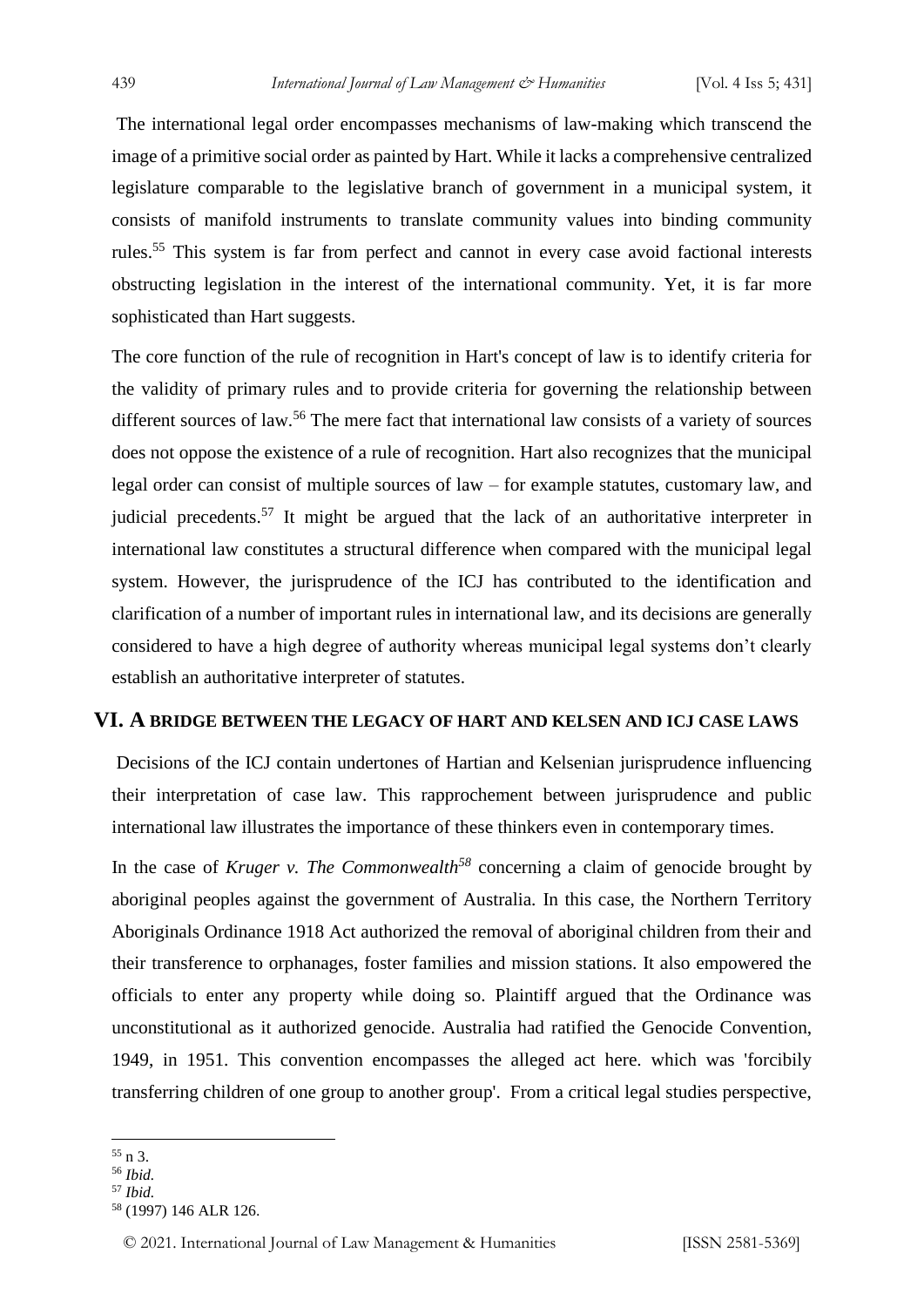The international legal order encompasses mechanisms of law-making which transcend the image of a primitive social order as painted by Hart. While it lacks a comprehensive centralized legislature comparable to the legislative branch of government in a municipal system, it consists of manifold instruments to translate community values into binding community rules.[55] This system is far from perfect and cannot in every case avoid factional interests obstructing legislation in the interest of the international community. Yet, it is far more sophisticated than Hart suggests.

The core function of the rule of recognition in Hart's concept of law is to identify criteria for the validity of primary rules and to provide criteria for governing the relationship between different sources of law.[56] The mere fact that international law consists of a variety of sources does not oppose the existence of a rule of recognition. Hart also recognizes that the municipal legal order can consist of multiple sources of law – for example statutes, customary law, and judicial precedents.[57] It might be argued that the lack of an authoritative interpreter in international law constitutes a structural difference when compared with the municipal legal system. However, the jurisprudence of the ICJ has contributed to the identification and clarification of a number of important rules in international law, and its decisions are generally considered to have a high degree of authority whereas municipal legal systems don't clearly establish an authoritative interpreter of statutes.

## VI. A BRIDGE BETWEEN THE LEGACY OF HART AND KELSEN AND ICJ CASE LAWS

Decisions of the ICJ contain undertones of Hartian and Kelsenian jurisprudence influencing their interpretation of case law. This rapprochement between jurisprudence and public international law illustrates the importance of these thinkers even in contemporary times.

In the case of *Kruger v. The Commonwealth*[58] concerning a claim of genocide brought by aboriginal peoples against the government of Australia. In this case, the Northern Territory Aboriginals Ordinance 1918 Act authorized the removal of aboriginal children from their and their transference to orphanages, foster families and mission stations. It also empowered the officials to enter any property while doing so. Plaintiff argued that the Ordinance was unconstitutional as it authorized genocide. Australia had ratified the Genocide Convention, 1949, in 1951. This convention encompasses the alleged act here. which was 'forcibily transferring children of one group to another group'. From a critical legal studies perspective,

---

[55] n 3.

[56] *Ibid.*

[57] *Ibid.*

[58] (1997) 146 ALR 126.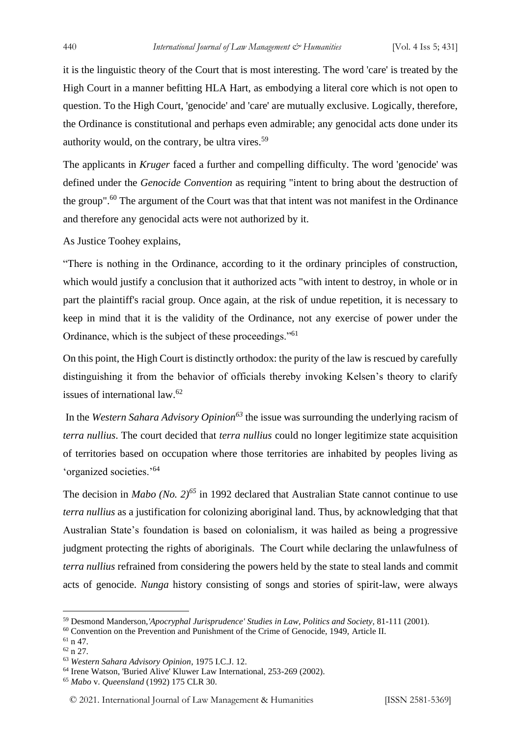it is the linguistic theory of the Court that is most interesting. The word 'care' is treated by the High Court in a manner befitting HLA Hart, as embodying a literal core which is not open to question. To the High Court, 'genocide' and 'care' are mutually exclusive. Logically, therefore, the Ordinance is constitutional and perhaps even admirable; any genocidal acts done under its authority would, on the contrary, be ultra vires.[59]

The applicants in *Kruger* faced a further and compelling difficulty. The word 'genocide' was defined under the *Genocide Convention* as requiring "intent to bring about the destruction of the group".[60] The argument of the Court was that that intent was not manifest in the Ordinance and therefore any genocidal acts were not authorized by it.

As Justice Toohey explains,

"There is nothing in the Ordinance, according to it the ordinary principles of construction, which would justify a conclusion that it authorized acts "with intent to destroy, in whole or in part the plaintiff's racial group. Once again, at the risk of undue repetition, it is necessary to keep in mind that it is the validity of the Ordinance, not any exercise of power under the Ordinance, which is the subject of these proceedings."[61]

On this point, the High Court is distinctly orthodox: the purity of the law is rescued by carefully distinguishing it from the behavior of officials thereby invoking Kelsen's theory to clarify issues of international law.[62]

In the *Western Sahara Advisory Opinion*[63] the issue was surrounding the underlying racism of *terra nullius*. The court decided that *terra nullius* could no longer legitimize state acquisition of territories based on occupation where those territories are inhabited by peoples living as 'organized societies.'[64]

The decision in *Mabo (No. 2)*[65] in 1992 declared that Australian State cannot continue to use *terra nullius* as a justification for colonizing aboriginal land. Thus, by acknowledging that that Australian State's foundation is based on colonialism, it was hailed as being a progressive judgment protecting the rights of aboriginals. The Court while declaring the unlawfulness of *terra nullius* refrained from considering the powers held by the state to steal lands and commit acts of genocide. *Nunga* history consisting of songs and stories of spirit-law, were always

---

[59] Desmond Manderson,*'Apocryphal Jurisprudence' Studies in Law, Politics and Society,* 81-111 (2001).

[60] Convention on the Prevention and Punishment of the Crime of Genocide, 1949, Article II.

[61] n 47.

[62] n 27.

[63] *Western Sahara Advisory Opinion*, 1975 I.C.J. 12.

[64] Irene Watson, 'Buried Alive' Kluwer Law International, 253-269 (2002).

[65] *Mabo* v. *Queensland* (1992) 175 CLR 30.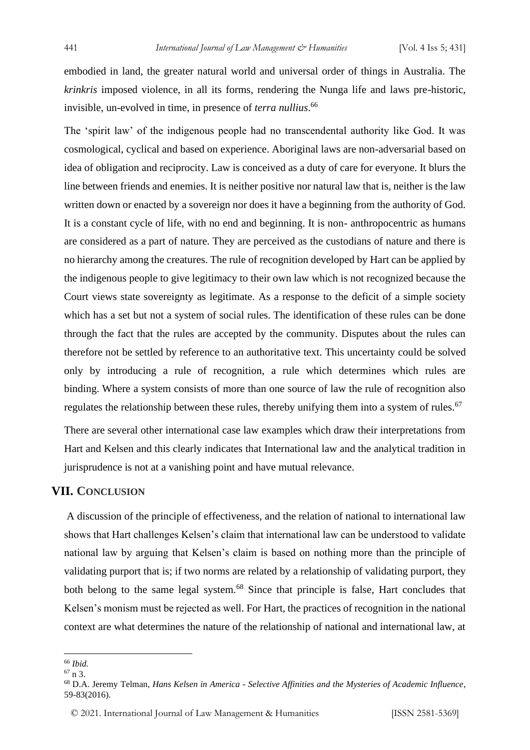embodied in land, the greater natural world and universal order of things in Australia. The *krinkris* imposed violence, in all its forms, rendering the Nunga life and laws pre-historic, invisible, un-evolved in time, in presence of *terra nullius*.[66]

The 'spirit law' of the indigenous people had no transcendental authority like God. It was cosmological, cyclical and based on experience. Aboriginal laws are non-adversarial based on idea of obligation and reciprocity. Law is conceived as a duty of care for everyone. It blurs the line between friends and enemies. It is neither positive nor natural law that is, neither is the law written down or enacted by a sovereign nor does it have a beginning from the authority of God. It is a constant cycle of life, with no end and beginning. It is non- anthropocentric as humans are considered as a part of nature. They are perceived as the custodians of nature and there is no hierarchy among the creatures. The rule of recognition developed by Hart can be applied by the indigenous people to give legitimacy to their own law which is not recognized because the Court views state sovereignty as legitimate. As a response to the deficit of a simple society which has a set but not a system of social rules. The identification of these rules can be done through the fact that the rules are accepted by the community. Disputes about the rules can therefore not be settled by reference to an authoritative text. This uncertainty could be solved only by introducing a rule of recognition, a rule which determines which rules are binding. Where a system consists of more than one source of law the rule of recognition also regulates the relationship between these rules, thereby unifying them into a system of rules.[67]

There are several other international case law examples which draw their interpretations from Hart and Kelsen and this clearly indicates that International law and the analytical tradition in jurisprudence is not at a vanishing point and have mutual relevance.

## VII. Conclusion

A discussion of the principle of effectiveness, and the relation of national to international law shows that Hart challenges Kelsen's claim that international law can be understood to validate national law by arguing that Kelsen's claim is based on nothing more than the principle of validating purport that is; if two norms are related by a relationship of validating purport, they both belong to the same legal system.[68] Since that principle is false, Hart concludes that Kelsen's monism must be rejected as well. For Hart, the practices of recognition in the national context are what determines the nature of the relationship of national and international law, at

---

[66] *Ibid.*

[67] n 3.

[68] D.A. Jeremy Telman, *Hans Kelsen in America - Selective Affinities and the Mysteries of Academic Influence*, 59-83(2016).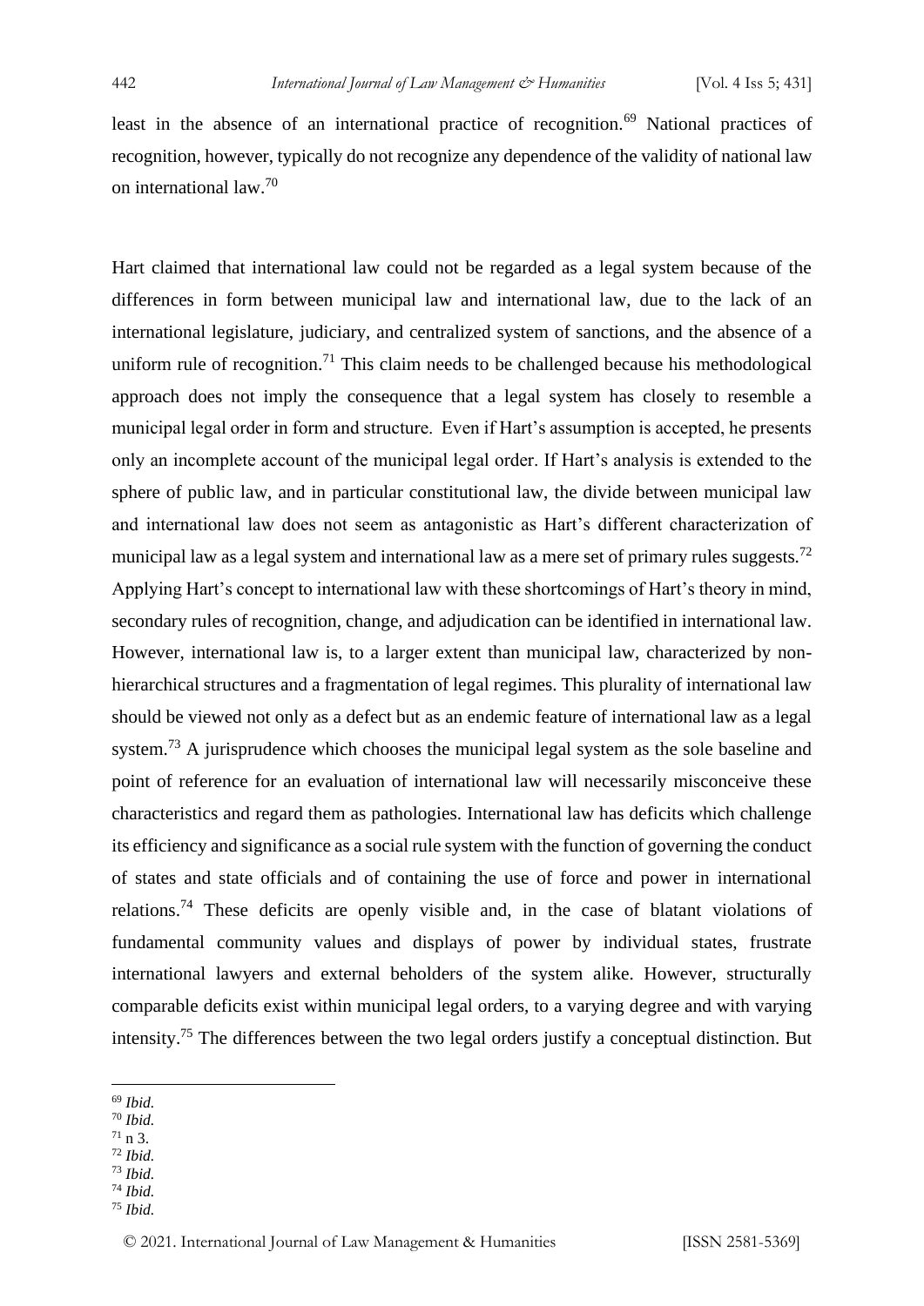least in the absence of an international practice of recognition.[69] National practices of recognition, however, typically do not recognize any dependence of the validity of national law on international law.[70]

Hart claimed that international law could not be regarded as a legal system because of the differences in form between municipal law and international law, due to the lack of an international legislature, judiciary, and centralized system of sanctions, and the absence of a uniform rule of recognition.[71] This claim needs to be challenged because his methodological approach does not imply the consequence that a legal system has closely to resemble a municipal legal order in form and structure. Even if Hart's assumption is accepted, he presents only an incomplete account of the municipal legal order. If Hart's analysis is extended to the sphere of public law, and in particular constitutional law, the divide between municipal law and international law does not seem as antagonistic as Hart's different characterization of municipal law as a legal system and international law as a mere set of primary rules suggests.[72] Applying Hart's concept to international law with these shortcomings of Hart's theory in mind, secondary rules of recognition, change, and adjudication can be identified in international law. However, international law is, to a larger extent than municipal law, characterized by non-hierarchical structures and a fragmentation of legal regimes. This plurality of international law should be viewed not only as a defect but as an endemic feature of international law as a legal system.[73] A jurisprudence which chooses the municipal legal system as the sole baseline and point of reference for an evaluation of international law will necessarily misconceive these characteristics and regard them as pathologies. International law has deficits which challenge its efficiency and significance as a social rule system with the function of governing the conduct of states and state officials and of containing the use of force and power in international relations.[74] These deficits are openly visible and, in the case of blatant violations of fundamental community values and displays of power by individual states, frustrate international lawyers and external beholders of the system alike. However, structurally comparable deficits exist within municipal legal orders, to a varying degree and with varying intensity.[75] The differences between the two legal orders justify a conceptual distinction. But

---

[69] *Ibid.*
[70] *Ibid.*
[71] n 3.
[72] *Ibid.*
[73] *Ibid.*
[74] *Ibid.*
[75] *Ibid.*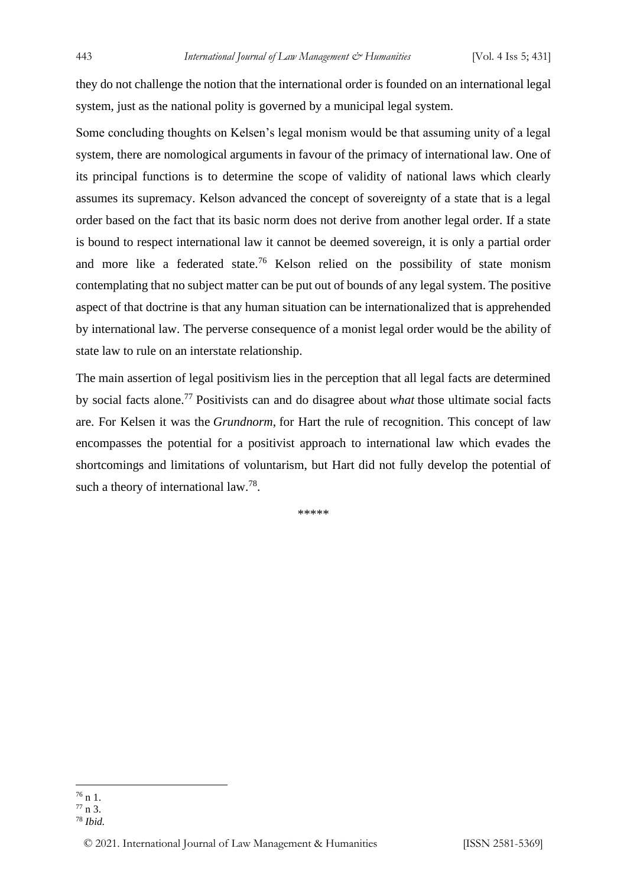they do not challenge the notion that the international order is founded on an international legal system, just as the national polity is governed by a municipal legal system.

Some concluding thoughts on Kelsen's legal monism would be that assuming unity of a legal system, there are nomological arguments in favour of the primacy of international law. One of its principal functions is to determine the scope of validity of national laws which clearly assumes its supremacy. Kelson advanced the concept of sovereignty of a state that is a legal order based on the fact that its basic norm does not derive from another legal order. If a state is bound to respect international law it cannot be deemed sovereign, it is only a partial order and more like a federated state.[76] Kelson relied on the possibility of state monism contemplating that no subject matter can be put out of bounds of any legal system. The positive aspect of that doctrine is that any human situation can be internationalized that is apprehended by international law. The perverse consequence of a monist legal order would be the ability of state law to rule on an interstate relationship.

The main assertion of legal positivism lies in the perception that all legal facts are determined by social facts alone.[77] Positivists can and do disagree about *what* those ultimate social facts are. For Kelsen it was the *Grundnorm*, for Hart the rule of recognition. This concept of law encompasses the potential for a positivist approach to international law which evades the shortcomings and limitations of voluntarism, but Hart did not fully develop the potential of such a theory of international law.[78].

\*\*\*\*\*

---

[76] n 1.

[77] n 3.

[78] *Ibid.*